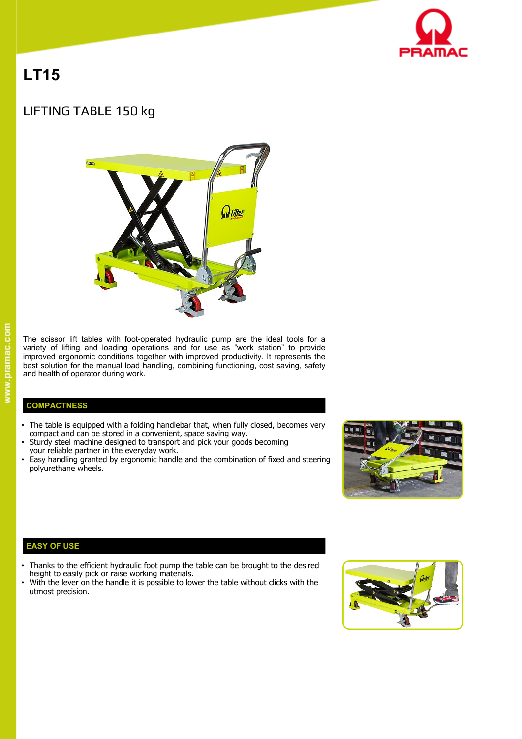# LT15

## LIFTING TABLE 150 kg

The scissor lift tables with foot-operated hydraulic pump are the ideal tools for a variety of lifting and loading operations and for use as "work station" to provide improved ergonomic conditions together with improved productivity. It represents the best solution for the manual load handling, combining functioning, cost saving, safety and health of operator during work.

### COMPACTNESS

- The table is equipped with a folding handlebar that, when fully closed, becomes very compact and can be stored in a convenient, space saving way.
- Sturdy steel machine designed to transport and pick your goods becoming your reliable partner in the everyday work.
- Easy handling granted by ergonomic handle and the combination of fixed and steering polyurethane wheels.

### EASY OF USE

- Thanks to the efficient hydraulic foot pump the table can be brought to the desired height to easily pick or raise working materials.
- With the lever on the handle it is possible to lower the table without clicks with the utmost precision.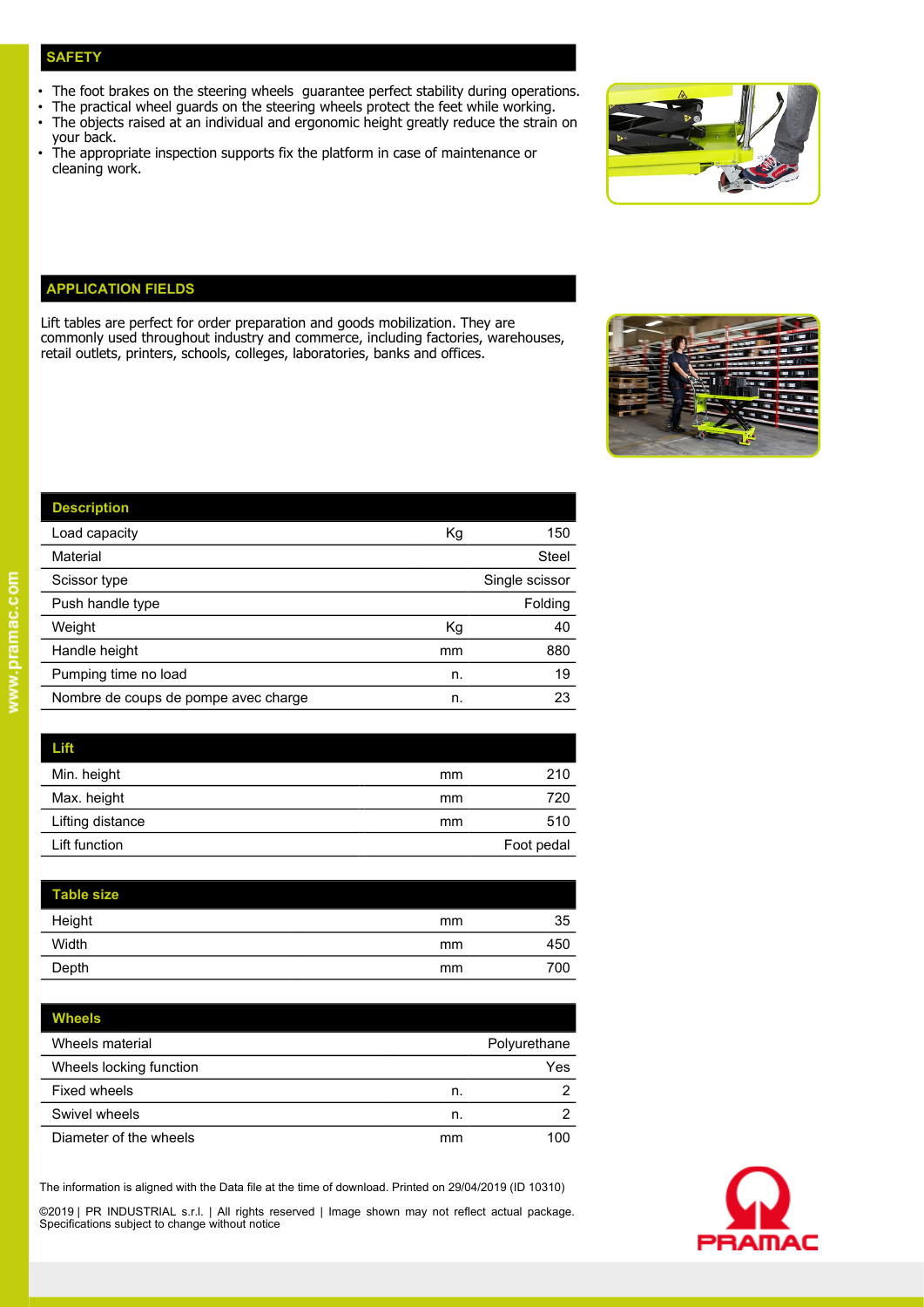## SAFETY

- The foot brakes on the steering wheels  guarantee perfect stability during operations.
- The practical wheel guards on the steering wheels protect the feet while working.
- The objects raised at an individual and ergonomic height greatly reduce the strain on your back.
- The appropriate inspection supports fix the platform in case of maintenance or cleaning work.

## APPLICATION FIELDS

Lift tables are perfect for order preparation and goods mobilization. They are commonly used throughout industry and commerce, including factories, warehouses, retail outlets, printers, schools, colleges, laboratories, banks and offices.

| Description | | |
|---|---|---|
| Load capacity | Kg | 150 |
| Material | | Steel |
| Scissor type | | Single scissor |
| Push handle type | | Folding |
| Weight | Kg | 40 |
| Handle height | mm | 880 |
| Pumping time no load | n. | 19 |
| Nombre de coups de pompe avec charge | n. | 23 |

| Lift | | |
|---|---|---|
| Min. height | mm | 210 |
| Max. height | mm | 720 |
| Lifting distance | mm | 510 |
| Lift function | | Foot pedal |

| Table size | | |
|---|---|---|
| Height | mm | 35 |
| Width | mm | 450 |
| Depth | mm | 700 |

| Wheels | | |
|---|---|---|
| Wheels material | | Polyurethane |
| Wheels locking function | | Yes |
| Fixed wheels | n. | 2 |
| Swivel wheels | n. | 2 |
| Diameter of the wheels | mm | 100 |

The information is aligned with the Data file at the time of download. Printed on 29/04/2019 (ID 10310)

©2019 | PR INDUSTRIAL s.r.l. | All rights reserved | Image shown may not reflect actual package. Specifications subject to change without notice